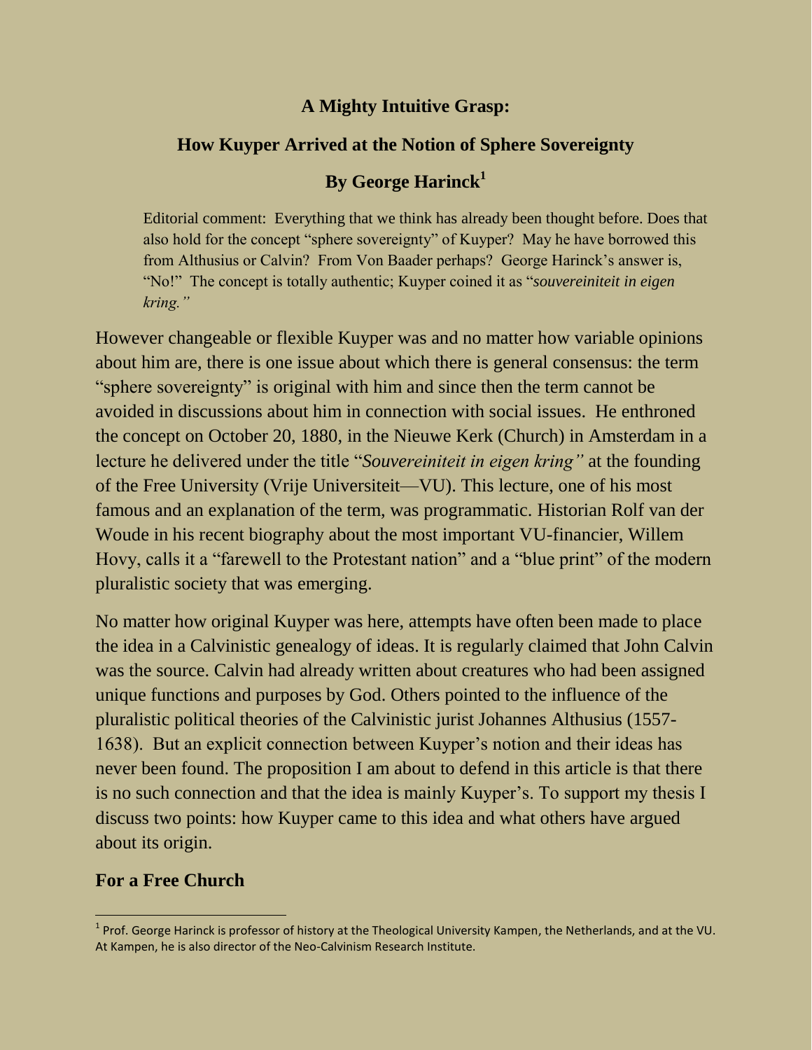# A Mighty Intuitive Grasp:

## How Kuyper Arrived at the Notion of Sphere Sovereignty

### By George Harinck[1]

> Editorial comment: Everything that we think has already been thought before. Does that also hold for the concept "sphere sovereignty" of Kuyper? May he have borrowed this from Althusius or Calvin? From Von Baader perhaps? George Harinck's answer is, "No!" The concept is totally authentic; Kuyper coined it as "*souvereiniteit in eigen kring.*"

However changeable or flexible Kuyper was and no matter how variable opinions about him are, there is one issue about which there is general consensus: the term "sphere sovereignty" is original with him and since then the term cannot be avoided in discussions about him in connection with social issues. He enthroned the concept on October 20, 1880, in the Nieuwe Kerk (Church) in Amsterdam in a lecture he delivered under the title "*Souvereiniteit in eigen kring"* at the founding of the Free University (Vrije Universiteit—VU). This lecture, one of his most famous and an explanation of the term, was programmatic. Historian Rolf van der Woude in his recent biography about the most important VU-financier, Willem Hovy, calls it a "farewell to the Protestant nation" and a "blue print" of the modern pluralistic society that was emerging.

No matter how original Kuyper was here, attempts have often been made to place the idea in a Calvinistic genealogy of ideas. It is regularly claimed that John Calvin was the source. Calvin had already written about creatures who had been assigned unique functions and purposes by God. Others pointed to the influence of the pluralistic political theories of the Calvinistic jurist Johannes Althusius (1557-1638). But an explicit connection between Kuyper's notion and their ideas has never been found. The proposition I am about to defend in this article is that there is no such connection and that the idea is mainly Kuyper's. To support my thesis I discuss two points: how Kuyper came to this idea and what others have argued about its origin.

## For a Free Church

[1] Prof. George Harinck is professor of history at the Theological University Kampen, the Netherlands, and at the VU. At Kampen, he is also director of the Neo-Calvinism Research Institute.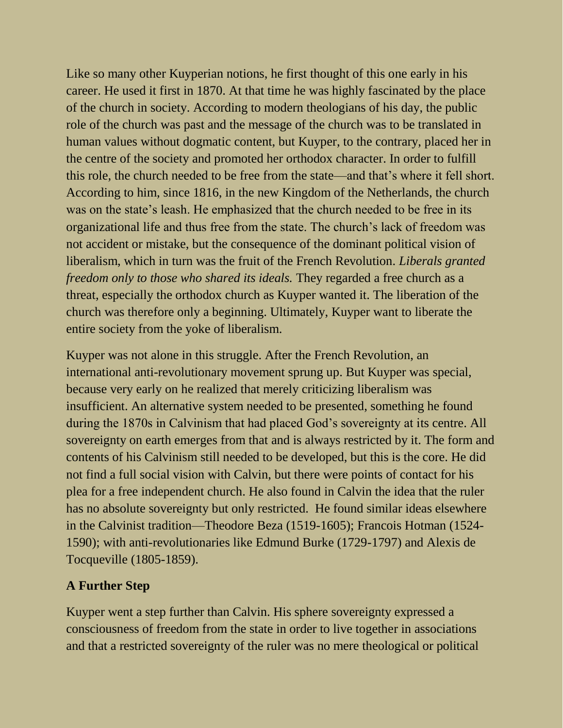Like so many other Kuyperian notions, he first thought of this one early in his career. He used it first in 1870. At that time he was highly fascinated by the place of the church in society. According to modern theologians of his day, the public role of the church was past and the message of the church was to be translated in human values without dogmatic content, but Kuyper, to the contrary, placed her in the centre of the society and promoted her orthodox character. In order to fulfill this role, the church needed to be free from the state—and that's where it fell short. According to him, since 1816, in the new Kingdom of the Netherlands, the church was on the state's leash. He emphasized that the church needed to be free in its organizational life and thus free from the state. The church's lack of freedom was not accident or mistake, but the consequence of the dominant political vision of liberalism, which in turn was the fruit of the French Revolution. *Liberals granted freedom only to those who shared its ideals.* They regarded a free church as a threat, especially the orthodox church as Kuyper wanted it. The liberation of the church was therefore only a beginning. Ultimately, Kuyper want to liberate the entire society from the yoke of liberalism.

Kuyper was not alone in this struggle. After the French Revolution, an international anti-revolutionary movement sprung up. But Kuyper was special, because very early on he realized that merely criticizing liberalism was insufficient. An alternative system needed to be presented, something he found during the 1870s in Calvinism that had placed God's sovereignty at its centre. All sovereignty on earth emerges from that and is always restricted by it. The form and contents of his Calvinism still needed to be developed, but this is the core. He did not find a full social vision with Calvin, but there were points of contact for his plea for a free independent church. He also found in Calvin the idea that the ruler has no absolute sovereignty but only restricted. He found similar ideas elsewhere in the Calvinist tradition—Theodore Beza (1519-1605); Francois Hotman (1524-1590); with anti-revolutionaries like Edmund Burke (1729-1797) and Alexis de Tocqueville (1805-1859).

**A Further Step**

Kuyper went a step further than Calvin. His sphere sovereignty expressed a consciousness of freedom from the state in order to live together in associations and that a restricted sovereignty of the ruler was no mere theological or political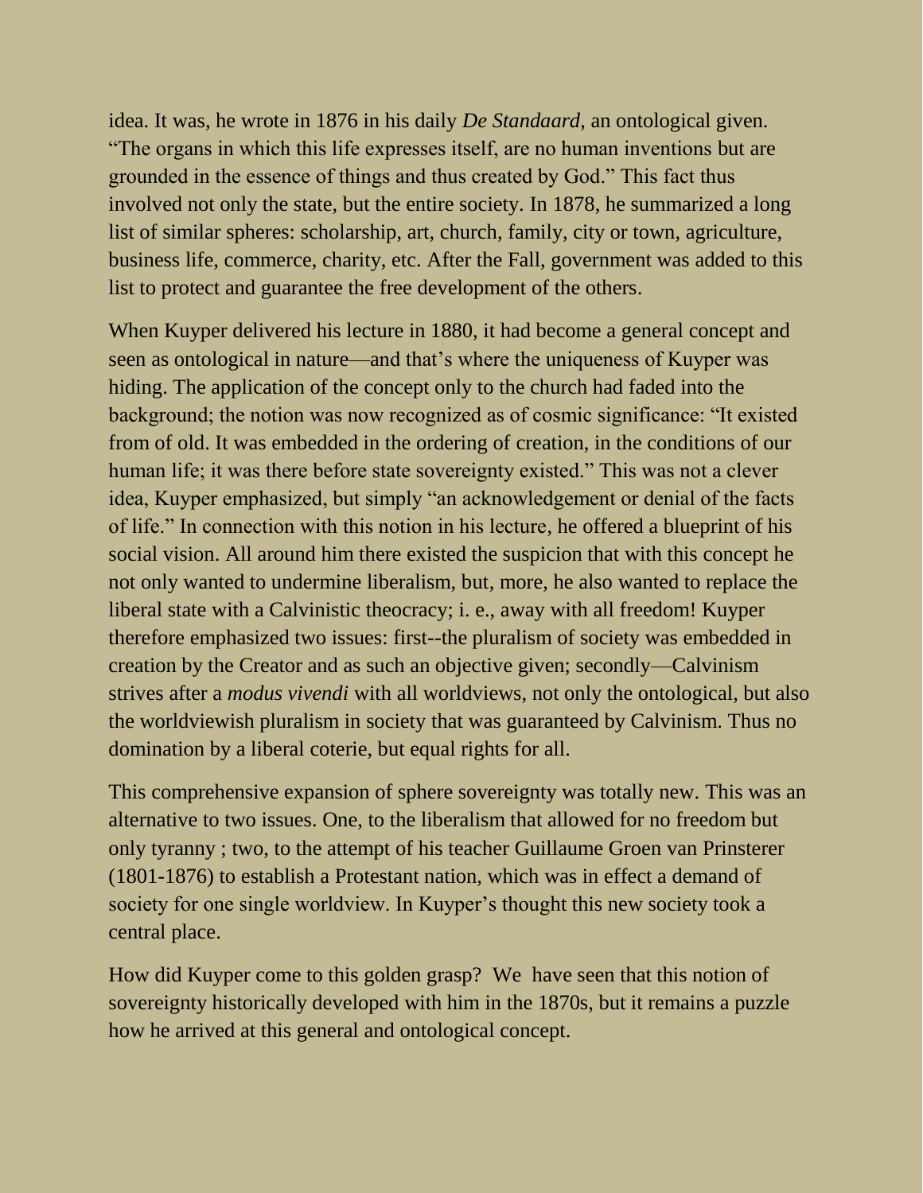idea. It was, he wrote in 1876 in his daily *De Standaard*, an ontological given. “The organs in which this life expresses itself, are no human inventions but are grounded in the essence of things and thus created by God.” This fact thus involved not only the state, but the entire society. In 1878, he summarized a long list of similar spheres: scholarship, art, church, family, city or town, agriculture, business life, commerce, charity, etc. After the Fall, government was added to this list to protect and guarantee the free development of the others.

When Kuyper delivered his lecture in 1880, it had become a general concept and seen as ontological in nature—and that’s where the uniqueness of Kuyper was hiding. The application of the concept only to the church had faded into the background; the notion was now recognized as of cosmic significance: “It existed from of old. It was embedded in the ordering of creation, in the conditions of our human life; it was there before state sovereignty existed.” This was not a clever idea, Kuyper emphasized, but simply “an acknowledgement or denial of the facts of life.” In connection with this notion in his lecture, he offered a blueprint of his social vision. All around him there existed the suspicion that with this concept he not only wanted to undermine liberalism, but, more, he also wanted to replace the liberal state with a Calvinistic theocracy; i. e., away with all freedom! Kuyper therefore emphasized two issues: first--the pluralism of society was embedded in creation by the Creator and as such an objective given; secondly—Calvinism strives after a *modus vivendi* with all worldviews, not only the ontological, but also the worldviewish pluralism in society that was guaranteed by Calvinism. Thus no domination by a liberal coterie, but equal rights for all.

This comprehensive expansion of sphere sovereignty was totally new. This was an alternative to two issues. One, to the liberalism that allowed for no freedom but only tyranny ; two, to the attempt of his teacher Guillaume Groen van Prinsterer (1801-1876) to establish a Protestant nation, which was in effect a demand of society for one single worldview. In Kuyper’s thought this new society took a central place.

How did Kuyper come to this golden grasp? We have seen that this notion of sovereignty historically developed with him in the 1870s, but it remains a puzzle how he arrived at this general and ontological concept.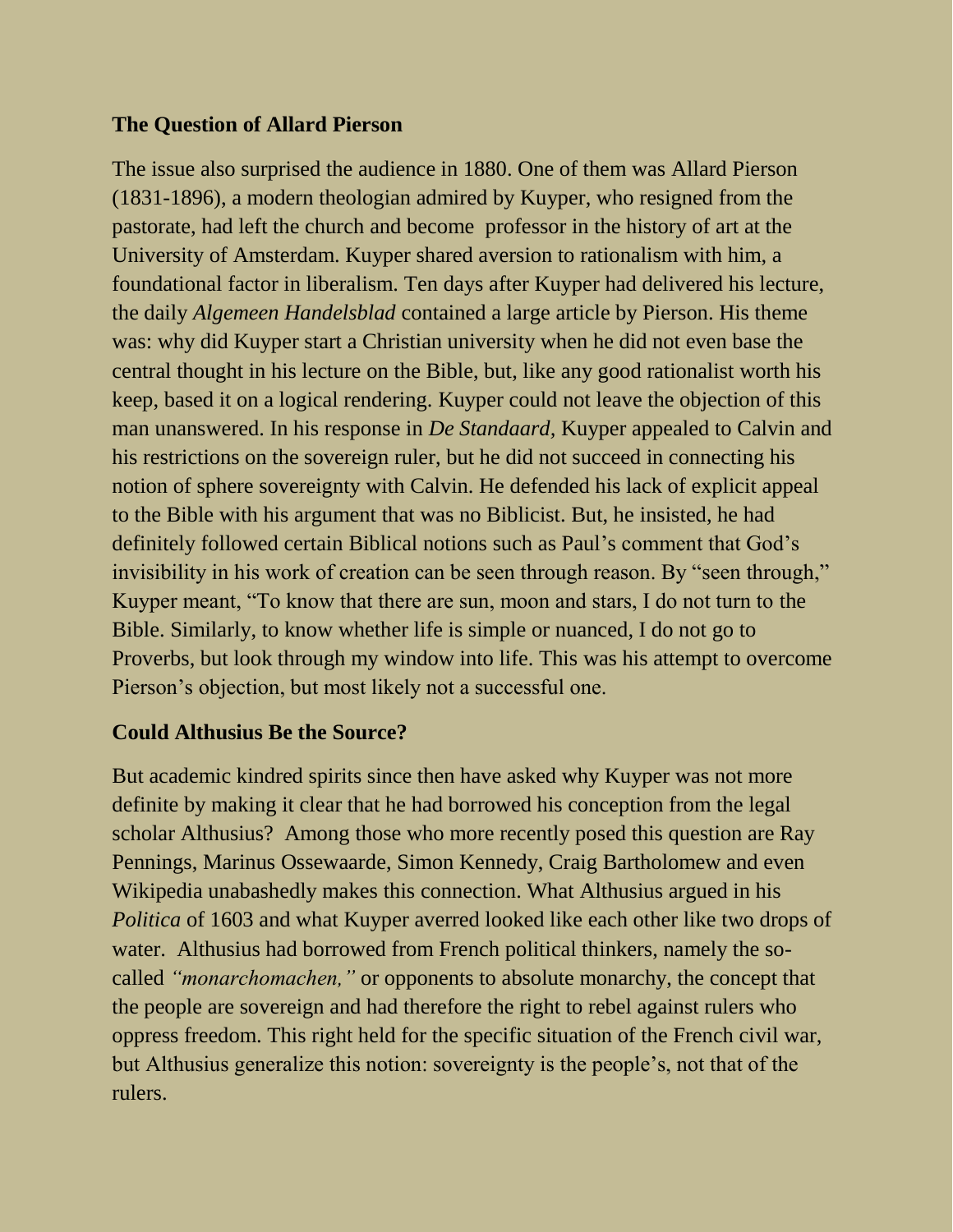**The Question of Allard Pierson**

The issue also surprised the audience in 1880. One of them was Allard Pierson (1831-1896), a modern theologian admired by Kuyper, who resigned from the pastorate, had left the church and become  professor in the history of art at the University of Amsterdam. Kuyper shared aversion to rationalism with him, a foundational factor in liberalism. Ten days after Kuyper had delivered his lecture, the daily *Algemeen Handelsblad* contained a large article by Pierson. His theme was: why did Kuyper start a Christian university when he did not even base the central thought in his lecture on the Bible, but, like any good rationalist worth his keep, based it on a logical rendering. Kuyper could not leave the objection of this man unanswered. In his response in *De Standaard,* Kuyper appealed to Calvin and his restrictions on the sovereign ruler, but he did not succeed in connecting his notion of sphere sovereignty with Calvin. He defended his lack of explicit appeal to the Bible with his argument that was no Biblicist. But, he insisted, he had definitely followed certain Biblical notions such as Paul's comment that God's invisibility in his work of creation can be seen through reason. By "seen through," Kuyper meant, "To know that there are sun, moon and stars, I do not turn to the Bible. Similarly, to know whether life is simple or nuanced, I do not go to Proverbs, but look through my window into life. This was his attempt to overcome Pierson's objection, but most likely not a successful one.

**Could Althusius Be the Source?**

But academic kindred spirits since then have asked why Kuyper was not more definite by making it clear that he had borrowed his conception from the legal scholar Althusius?  Among those who more recently posed this question are Ray Pennings, Marinus Ossewaarde, Simon Kennedy, Craig Bartholomew and even Wikipedia unabashedly makes this connection. What Althusius argued in his *Politica* of 1603 and what Kuyper averred looked like each other like two drops of water.  Althusius had borrowed from French political thinkers, namely the so-called *"monarchomachen,"* or opponents to absolute monarchy, the concept that the people are sovereign and had therefore the right to rebel against rulers who oppress freedom. This right held for the specific situation of the French civil war, but Althusius generalize this notion: sovereignty is the people's, not that of the rulers.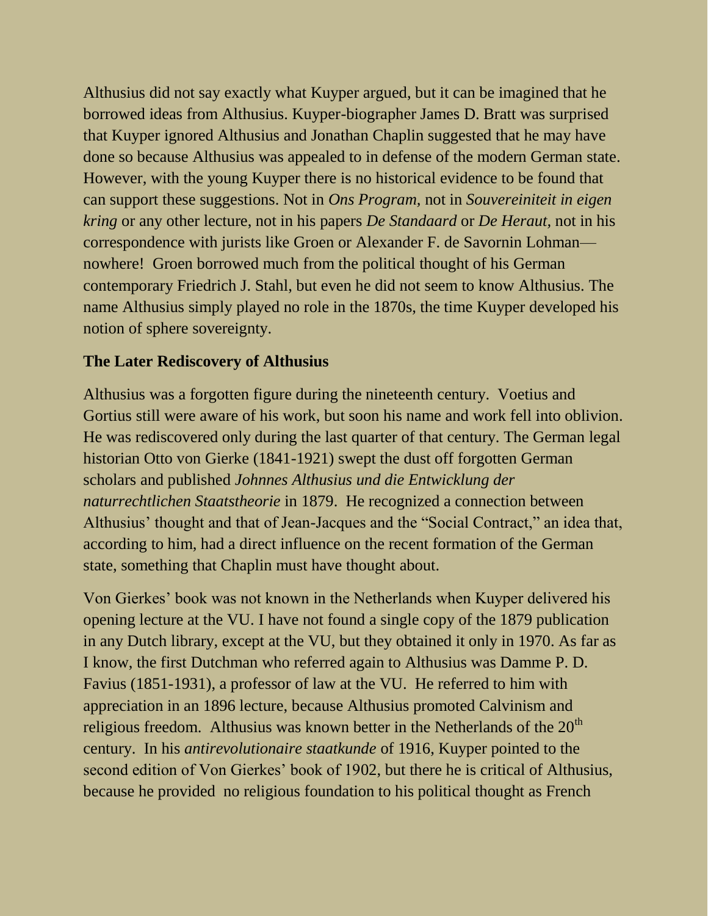Althusius did not say exactly what Kuyper argued, but it can be imagined that he borrowed ideas from Althusius. Kuyper-biographer James D. Bratt was surprised that Kuyper ignored Althusius and Jonathan Chaplin suggested that he may have done so because Althusius was appealed to in defense of the modern German state. However, with the young Kuyper there is no historical evidence to be found that can support these suggestions. Not in *Ons Program*, not in *Souvereiniteit in eigen kring* or any other lecture, not in his papers *De Standaard* or *De Heraut*, not in his correspondence with jurists like Groen or Alexander F. de Savornin Lohman—nowhere! Groen borrowed much from the political thought of his German contemporary Friedrich J. Stahl, but even he did not seem to know Althusius. The name Althusius simply played no role in the 1870s, the time Kuyper developed his notion of sphere sovereignty.

**The Later Rediscovery of Althusius**

Althusius was a forgotten figure during the nineteenth century. Voetius and Gortius still were aware of his work, but soon his name and work fell into oblivion. He was rediscovered only during the last quarter of that century. The German legal historian Otto von Gierke (1841-1921) swept the dust off forgotten German scholars and published *Johnnes Althusius und die Entwicklung der naturrechtlichen Staatstheorie* in 1879. He recognized a connection between Althusius' thought and that of Jean-Jacques and the "Social Contract," an idea that, according to him, had a direct influence on the recent formation of the German state, something that Chaplin must have thought about.

Von Gierkes' book was not known in the Netherlands when Kuyper delivered his opening lecture at the VU. I have not found a single copy of the 1879 publication in any Dutch library, except at the VU, but they obtained it only in 1970. As far as I know, the first Dutchman who referred again to Althusius was Damme P. D. Favius (1851-1931), a professor of law at the VU. He referred to him with appreciation in an 1896 lecture, because Althusius promoted Calvinism and religious freedom. Althusius was known better in the Netherlands of the 20th century. In his *antirevolutionaire staatkunde* of 1916, Kuyper pointed to the second edition of Von Gierkes' book of 1902, but there he is critical of Althusius, because he provided no religious foundation to his political thought as French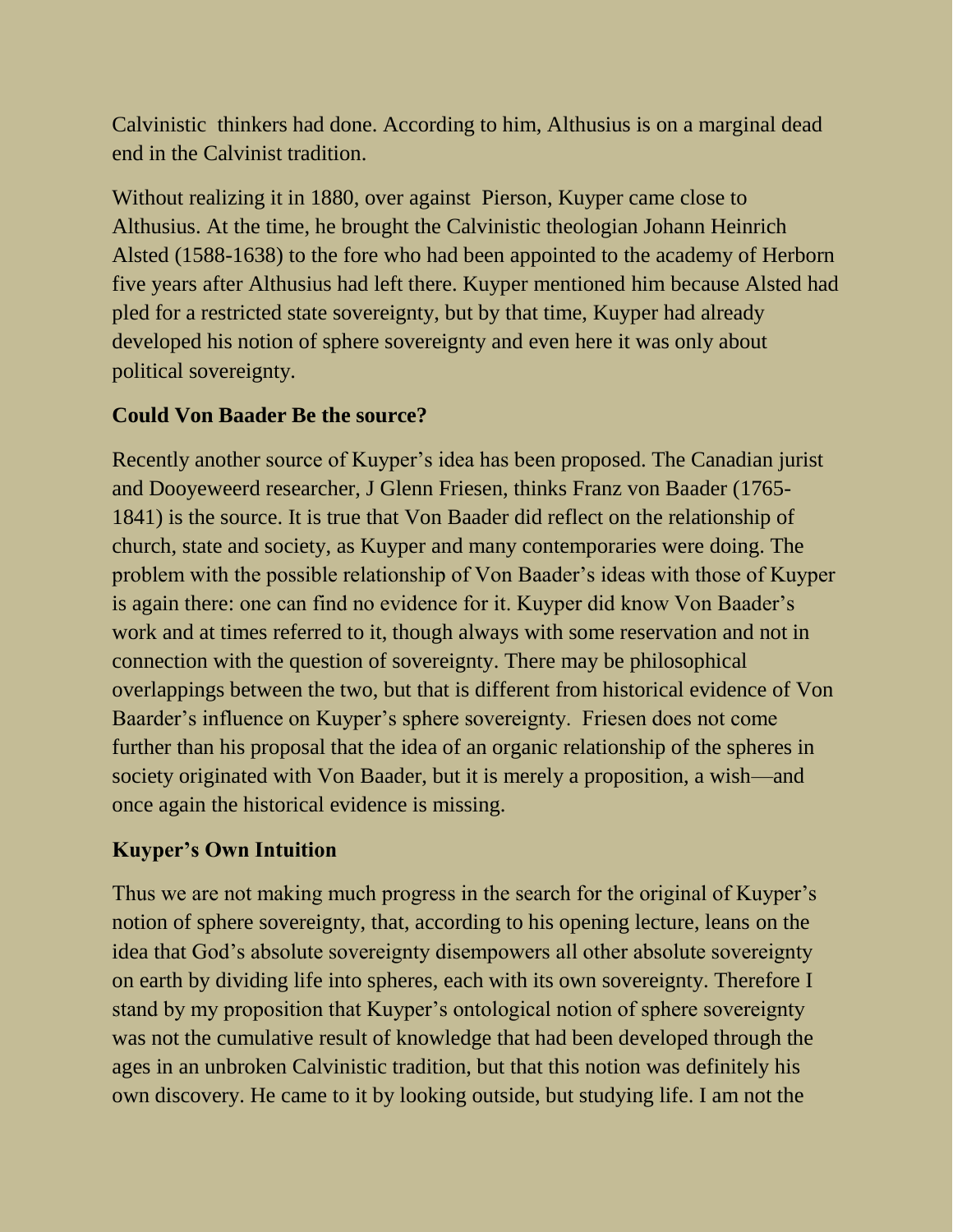Calvinistic thinkers had done. According to him, Althusius is on a marginal dead end in the Calvinist tradition.

Without realizing it in 1880, over against Pierson, Kuyper came close to Althusius. At the time, he brought the Calvinistic theologian Johann Heinrich Alsted (1588-1638) to the fore who had been appointed to the academy of Herborn five years after Althusius had left there. Kuyper mentioned him because Alsted had pled for a restricted state sovereignty, but by that time, Kuyper had already developed his notion of sphere sovereignty and even here it was only about political sovereignty.

### Could Von Baader Be the source?

Recently another source of Kuyper's idea has been proposed. The Canadian jurist and Dooyeweerd researcher, J Glenn Friesen, thinks Franz von Baader (1765-1841) is the source. It is true that Von Baader did reflect on the relationship of church, state and society, as Kuyper and many contemporaries were doing. The problem with the possible relationship of Von Baader's ideas with those of Kuyper is again there: one can find no evidence for it. Kuyper did know Von Baader's work and at times referred to it, though always with some reservation and not in connection with the question of sovereignty. There may be philosophical overlappings between the two, but that is different from historical evidence of Von Baarder's influence on Kuyper's sphere sovereignty. Friesen does not come further than his proposal that the idea of an organic relationship of the spheres in society originated with Von Baader, but it is merely a proposition, a wish—and once again the historical evidence is missing.

### Kuyper's Own Intuition

Thus we are not making much progress in the search for the original of Kuyper's notion of sphere sovereignty, that, according to his opening lecture, leans on the idea that God's absolute sovereignty disempowers all other absolute sovereignty on earth by dividing life into spheres, each with its own sovereignty. Therefore I stand by my proposition that Kuyper's ontological notion of sphere sovereignty was not the cumulative result of knowledge that had been developed through the ages in an unbroken Calvinistic tradition, but that this notion was definitely his own discovery. He came to it by looking outside, but studying life. I am not the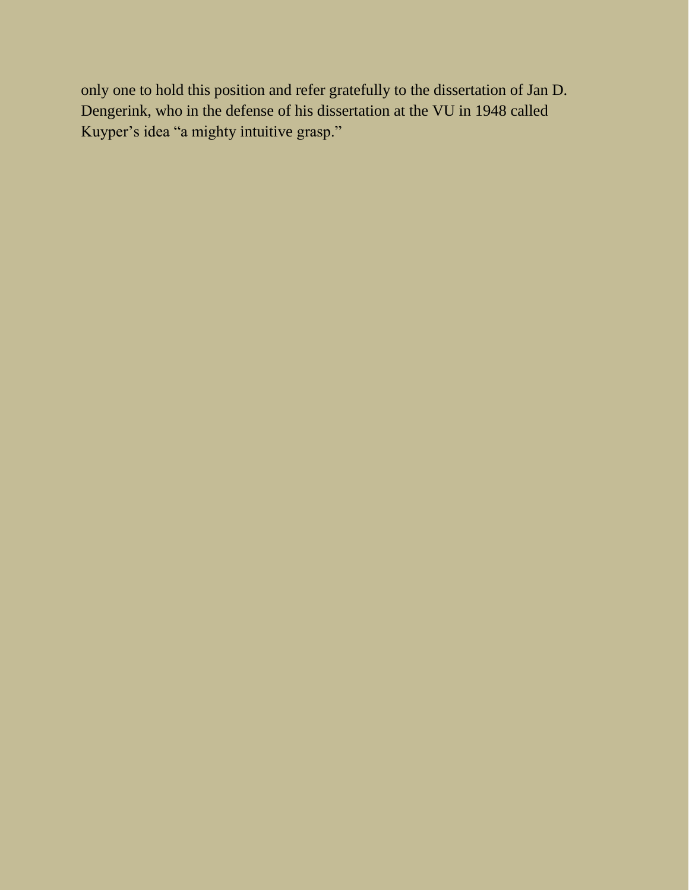only one to hold this position and refer gratefully to the dissertation of Jan D. Dengerink, who in the defense of his dissertation at the VU in 1948 called Kuyper's idea "a mighty intuitive grasp."